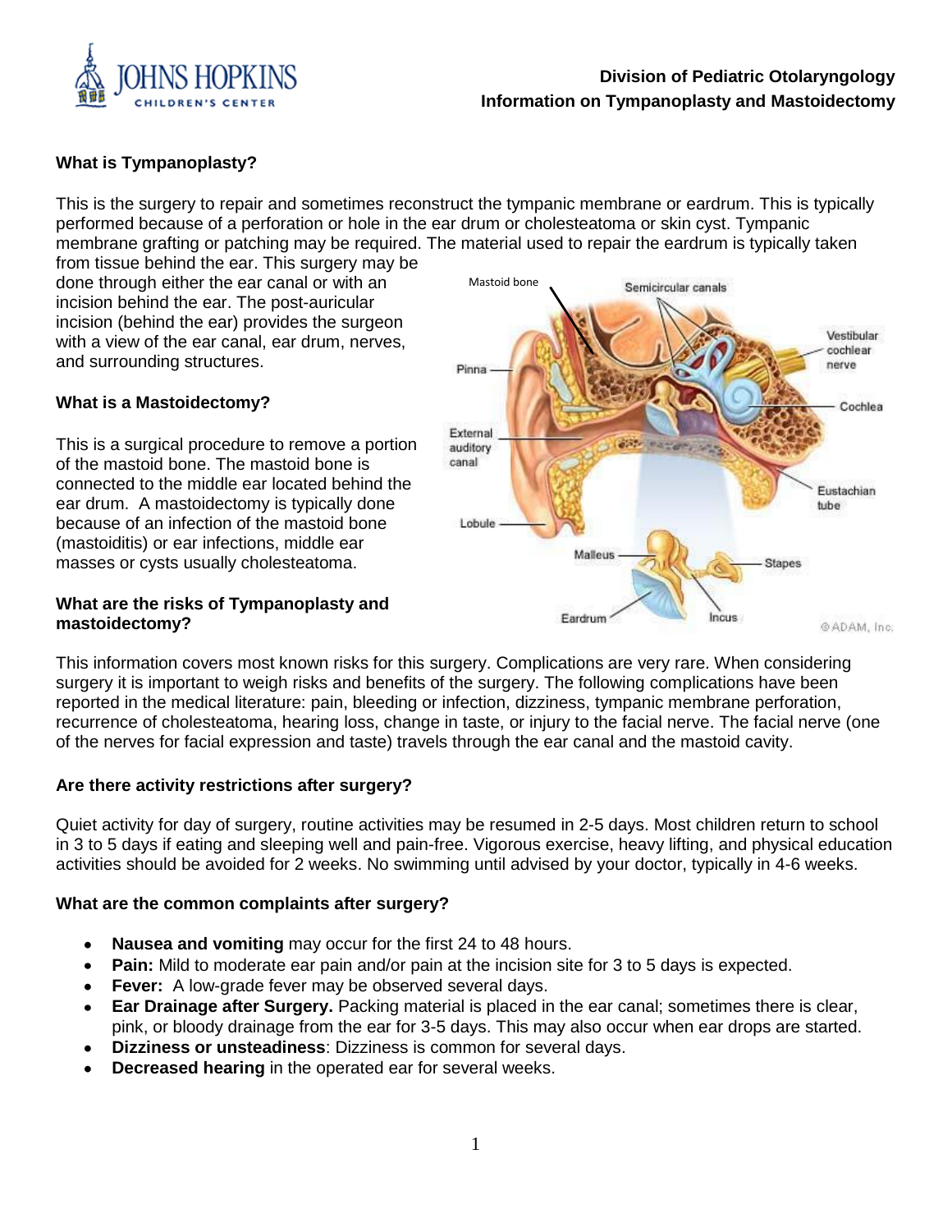**Division of Pediatric Otolaryngology**
**Information on Tympanoplasty and Mastoidectomy**

### What is Tympanoplasty?

This is the surgery to repair and sometimes reconstruct the tympanic membrane or eardrum. This is typically performed because of a perforation or hole in the ear drum or cholesteatoma or skin cyst. Tympanic membrane grafting or patching may be required. The material used to repair the eardrum is typically taken from tissue behind the ear. This surgery may be done through either the ear canal or with an incision behind the ear. The post-auricular incision (behind the ear) provides the surgeon with a view of the ear canal, ear drum, nerves, and surrounding structures.

### What is a Mastoidectomy?

This is a surgical procedure to remove a portion of the mastoid bone. The mastoid bone is connected to the middle ear located behind the ear drum. A mastoidectomy is typically done because of an infection of the mastoid bone (mastoiditis) or ear infections, middle ear masses or cysts usually cholesteatoma.

### What are the risks of Tympanoplasty and mastoidectomy?

This information covers most known risks for this surgery. Complications are very rare. When considering surgery it is important to weigh risks and benefits of the surgery. The following complications have been reported in the medical literature: pain, bleeding or infection, dizziness, tympanic membrane perforation, recurrence of cholesteatoma, hearing loss, change in taste, or injury to the facial nerve. The facial nerve (one of the nerves for facial expression and taste) travels through the ear canal and the mastoid cavity.

### Are there activity restrictions after surgery?

Quiet activity for day of surgery, routine activities may be resumed in 2-5 days. Most children return to school in 3 to 5 days if eating and sleeping well and pain-free. Vigorous exercise, heavy lifting, and physical education activities should be avoided for 2 weeks. No swimming until advised by your doctor, typically in 4-6 weeks.

### What are the common complaints after surgery?

- **Nausea and vomiting** may occur for the first 24 to 48 hours.
- **Pain:** Mild to moderate ear pain and/or pain at the incision site for 3 to 5 days is expected.
- **Fever:** A low-grade fever may be observed several days.
- **Ear Drainage after Surgery.** Packing material is placed in the ear canal; sometimes there is clear, pink, or bloody drainage from the ear for 3-5 days. This may also occur when ear drops are started.
- **Dizziness or unsteadiness**: Dizziness is common for several days.
- **Decreased hearing** in the operated ear for several weeks.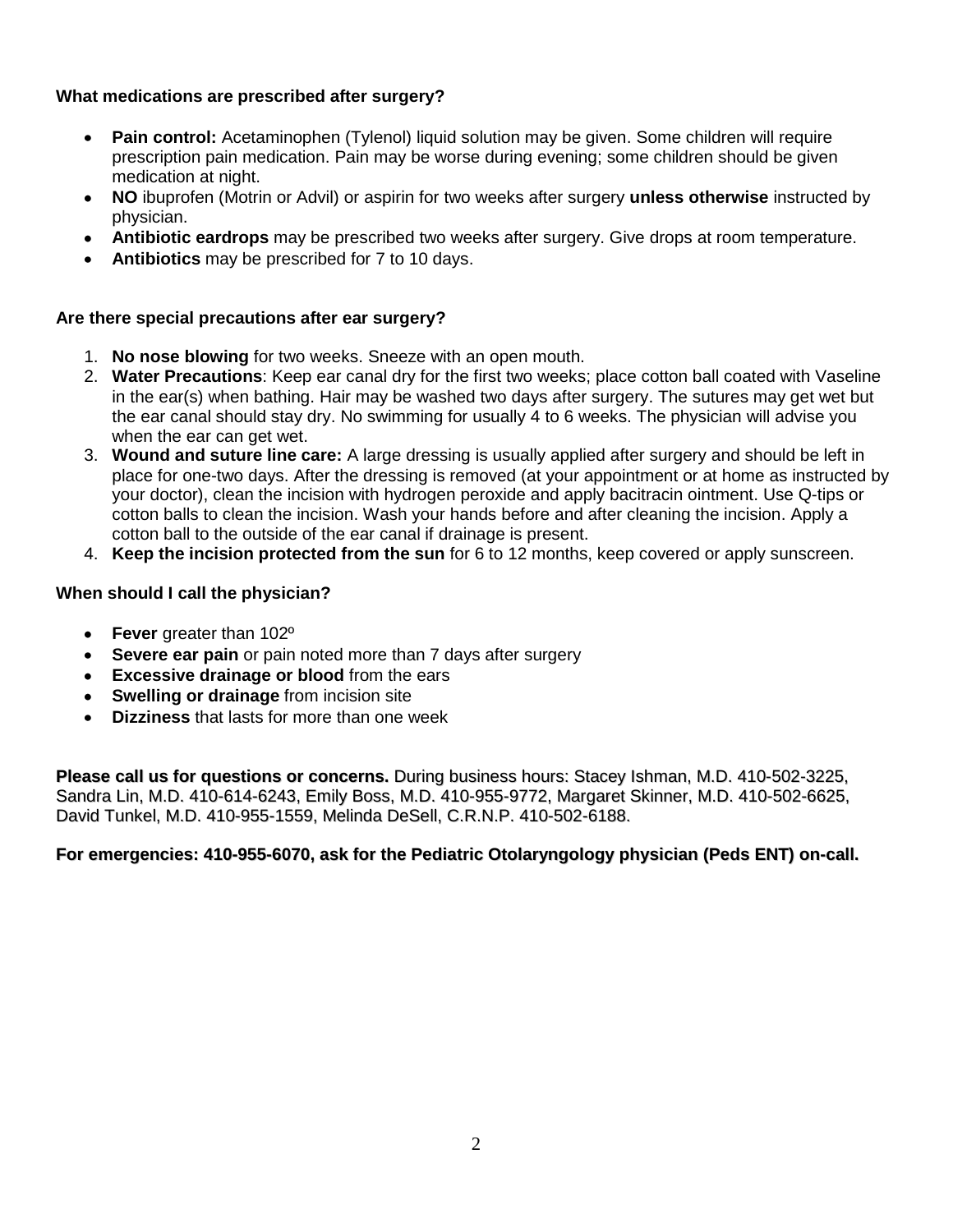**What medications are prescribed after surgery?**

- **Pain control:** Acetaminophen (Tylenol) liquid solution may be given. Some children will require prescription pain medication. Pain may be worse during evening; some children should be given medication at night.
- **NO** ibuprofen (Motrin or Advil) or aspirin for two weeks after surgery **unless otherwise** instructed by physician.
- **Antibiotic eardrops** may be prescribed two weeks after surgery. Give drops at room temperature.
- **Antibiotics** may be prescribed for 7 to 10 days.

**Are there special precautions after ear surgery?**

1. **No nose blowing** for two weeks. Sneeze with an open mouth.
2. **Water Precautions**: Keep ear canal dry for the first two weeks; place cotton ball coated with Vaseline in the ear(s) when bathing. Hair may be washed two days after surgery. The sutures may get wet but the ear canal should stay dry. No swimming for usually 4 to 6 weeks. The physician will advise you when the ear can get wet.
3. **Wound and suture line care:** A large dressing is usually applied after surgery and should be left in place for one-two days. After the dressing is removed (at your appointment or at home as instructed by your doctor), clean the incision with hydrogen peroxide and apply bacitracin ointment. Use Q-tips or cotton balls to clean the incision. Wash your hands before and after cleaning the incision. Apply a cotton ball to the outside of the ear canal if drainage is present.
4. **Keep the incision protected from the sun** for 6 to 12 months, keep covered or apply sunscreen.

**When should I call the physician?**

- **Fever** greater than 102º
- **Severe ear pain** or pain noted more than 7 days after surgery
- **Excessive drainage or blood** from the ears
- **Swelling or drainage** from incision site
- **Dizziness** that lasts for more than one week

**Please call us for questions or concerns.** During business hours: Stacey Ishman, M.D. 410-502-3225, Sandra Lin, M.D. 410-614-6243, Emily Boss, M.D. 410-955-9772, Margaret Skinner, M.D. 410-502-6625, David Tunkel, M.D. 410-955-1559, Melinda DeSell, C.R.N.P. 410-502-6188.

**For emergencies: 410-955-6070, ask for the Pediatric Otolaryngology physician (Peds ENT) on-call.**